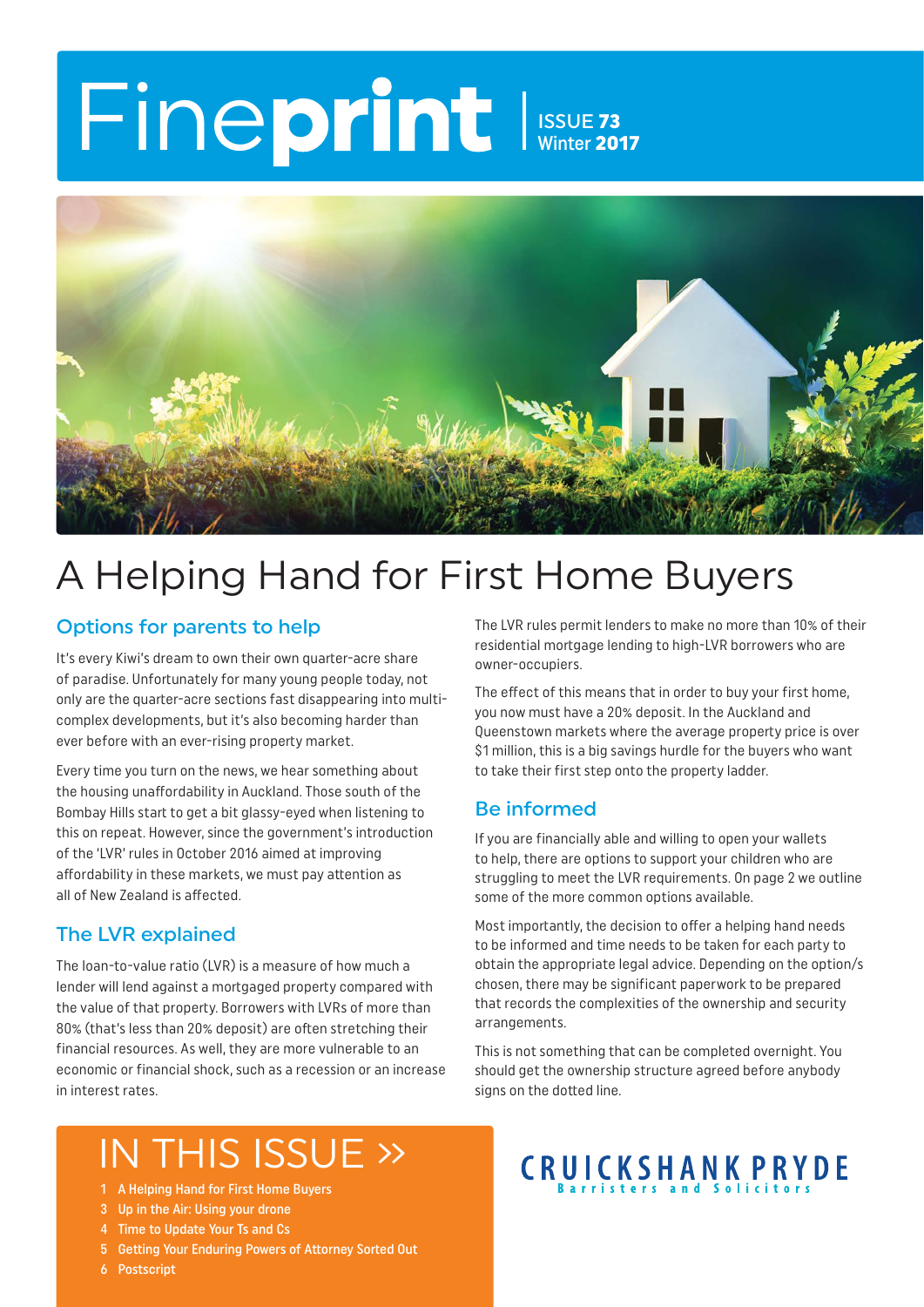# Fineprint

ISSUE 73
Winter 2017

# A Helping Hand for First Home Buyers

## Options for parents to help

It's every Kiwi's dream to own their own quarter-acre share of paradise. Unfortunately for many young people today, not only are the quarter-acre sections fast disappearing into multi-complex developments, but it's also becoming harder than ever before with an ever-rising property market.

Every time you turn on the news, we hear something about the housing unaffordability in Auckland. Those south of the Bombay Hills start to get a bit glassy-eyed when listening to this on repeat. However, since the government's introduction of the 'LVR' rules in October 2016 aimed at improving affordability in these markets, we must pay attention as all of New Zealand is affected.

## The LVR explained

The loan-to-value ratio (LVR) is a measure of how much a lender will lend against a mortgaged property compared with the value of that property. Borrowers with LVRs of more than 80% (that's less than 20% deposit) are often stretching their financial resources. As well, they are more vulnerable to an economic or financial shock, such as a recession or an increase in interest rates.

The LVR rules permit lenders to make no more than 10% of their residential mortgage lending to high-LVR borrowers who are owner-occupiers.

The effect of this means that in order to buy your first home, you now must have a 20% deposit. In the Auckland and Queenstown markets where the average property price is over $1 million, this is a big savings hurdle for the buyers who want to take their first step onto the property ladder.

## Be informed

If you are financially able and willing to open your wallets to help, there are options to support your children who are struggling to meet the LVR requirements. On page 2 we outline some of the more common options available.

Most importantly, the decision to offer a helping hand needs to be informed and time needs to be taken for each party to obtain the appropriate legal advice. Depending on the option/s chosen, there may be significant paperwork to be prepared that records the complexities of the ownership and security arrangements.

This is not something that can be completed overnight. You should get the ownership structure agreed before anybody signs on the dotted line.

## IN THIS ISSUE »

1 A Helping Hand for First Home Buyers
3 Up in the Air: Using your drone
4 Time to Update Your Ts and Cs
5 Getting Your Enduring Powers of Attorney Sorted Out
6 Postscript

CRUICKSHANK PRYDE
Barristers and Solicitors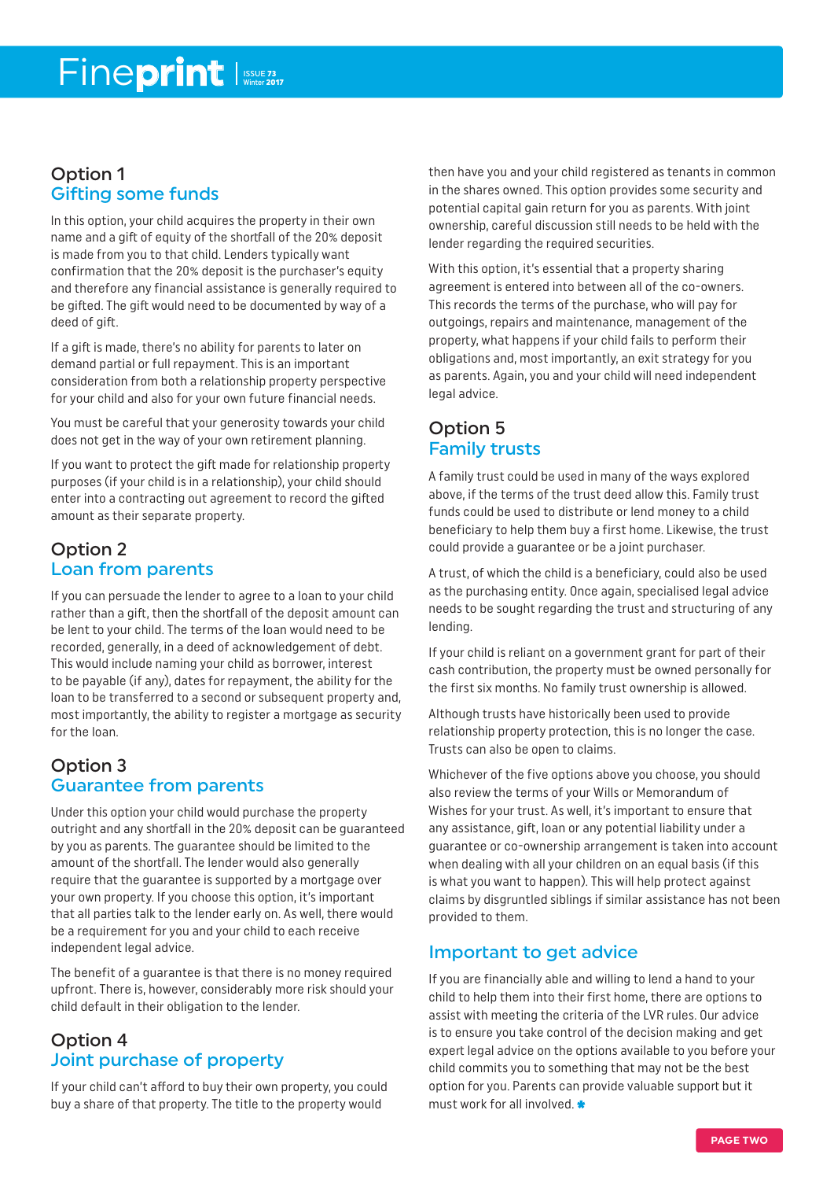## Option 1
### Gifting some funds

In this option, your child acquires the property in their own name and a gift of equity of the shortfall of the 20% deposit is made from you to that child. Lenders typically want confirmation that the 20% deposit is the purchaser's equity and therefore any financial assistance is generally required to be gifted. The gift would need to be documented by way of a deed of gift.

If a gift is made, there's no ability for parents to later on demand partial or full repayment. This is an important consideration from both a relationship property perspective for your child and also for your own future financial needs.

You must be careful that your generosity towards your child does not get in the way of your own retirement planning.

If you want to protect the gift made for relationship property purposes (if your child is in a relationship), your child should enter into a contracting out agreement to record the gifted amount as their separate property.

## Option 2
### Loan from parents

If you can persuade the lender to agree to a loan to your child rather than a gift, then the shortfall of the deposit amount can be lent to your child. The terms of the loan would need to be recorded, generally, in a deed of acknowledgement of debt. This would include naming your child as borrower, interest to be payable (if any), dates for repayment, the ability for the loan to be transferred to a second or subsequent property and, most importantly, the ability to register a mortgage as security for the loan.

## Option 3
### Guarantee from parents

Under this option your child would purchase the property outright and any shortfall in the 20% deposit can be guaranteed by you as parents. The guarantee should be limited to the amount of the shortfall. The lender would also generally require that the guarantee is supported by a mortgage over your own property. If you choose this option, it's important that all parties talk to the lender early on. As well, there would be a requirement for you and your child to each receive independent legal advice.

The benefit of a guarantee is that there is no money required upfront. There is, however, considerably more risk should your child default in their obligation to the lender.

## Option 4
### Joint purchase of property

If your child can't afford to buy their own property, you could buy a share of that property. The title to the property would then have you and your child registered as tenants in common in the shares owned. This option provides some security and potential capital gain return for you as parents. With joint ownership, careful discussion still needs to be held with the lender regarding the required securities.

With this option, it's essential that a property sharing agreement is entered into between all of the co-owners. This records the terms of the purchase, who will pay for outgoings, repairs and maintenance, management of the property, what happens if your child fails to perform their obligations and, most importantly, an exit strategy for you as parents. Again, you and your child will need independent legal advice.

## Option 5
### Family trusts

A family trust could be used in many of the ways explored above, if the terms of the trust deed allow this. Family trust funds could be used to distribute or lend money to a child beneficiary to help them buy a first home. Likewise, the trust could provide a guarantee or be a joint purchaser.

A trust, of which the child is a beneficiary, could also be used as the purchasing entity. Once again, specialised legal advice needs to be sought regarding the trust and structuring of any lending.

If your child is reliant on a government grant for part of their cash contribution, the property must be owned personally for the first six months. No family trust ownership is allowed.

Although trusts have historically been used to provide relationship property protection, this is no longer the case. Trusts can also be open to claims.

Whichever of the five options above you choose, you should also review the terms of your Wills or Memorandum of Wishes for your trust. As well, it's important to ensure that any assistance, gift, loan or any potential liability under a guarantee or co-ownership arrangement is taken into account when dealing with all your children on an equal basis (if this is what you want to happen). This will help protect against claims by disgruntled siblings if similar assistance has not been provided to them.

### Important to get advice

If you are financially able and willing to lend a hand to your child to help them into their first home, there are options to assist with meeting the criteria of the LVR rules. Our advice is to ensure you take control of the decision making and get expert legal advice on the options available to you before your child commits you to something that may not be the best option for you. Parents can provide valuable support but it must work for all involved.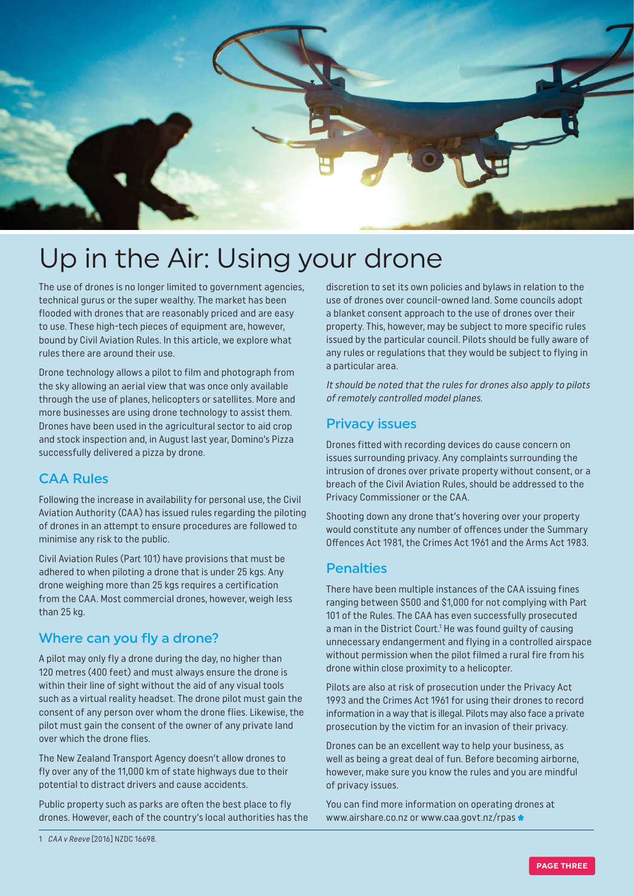# Up in the Air: Using your drone

The use of drones is no longer limited to government agencies, technical gurus or the super wealthy. The market has been flooded with drones that are reasonably priced and are easy to use. These high-tech pieces of equipment are, however, bound by Civil Aviation Rules. In this article, we explore what rules there are around their use.

Drone technology allows a pilot to film and photograph from the sky allowing an aerial view that was once only available through the use of planes, helicopters or satellites. More and more businesses are using drone technology to assist them. Drones have been used in the agricultural sector to aid crop and stock inspection and, in August last year, Domino's Pizza successfully delivered a pizza by drone.

## CAA Rules

Following the increase in availability for personal use, the Civil Aviation Authority (CAA) has issued rules regarding the piloting of drones in an attempt to ensure procedures are followed to minimise any risk to the public.

Civil Aviation Rules (Part 101) have provisions that must be adhered to when piloting a drone that is under 25 kgs. Any drone weighing more than 25 kgs requires a certification from the CAA. Most commercial drones, however, weigh less than 25 kg.

## Where can you fly a drone?

A pilot may only fly a drone during the day, no higher than 120 metres (400 feet) and must always ensure the drone is within their line of sight without the aid of any visual tools such as a virtual reality headset. The drone pilot must gain the consent of any person over whom the drone flies. Likewise, the pilot must gain the consent of the owner of any private land over which the drone flies.

The New Zealand Transport Agency doesn't allow drones to fly over any of the 11,000 km of state highways due to their potential to distract drivers and cause accidents.

Public property such as parks are often the best place to fly drones. However, each of the country's local authorities has the discretion to set its own policies and bylaws in relation to the use of drones over council-owned land. Some councils adopt a blanket consent approach to the use of drones over their property. This, however, may be subject to more specific rules issued by the particular council. Pilots should be fully aware of any rules or regulations that they would be subject to flying in a particular area.

*It should be noted that the rules for drones also apply to pilots of remotely controlled model planes.*

## Privacy issues

Drones fitted with recording devices do cause concern on issues surrounding privacy. Any complaints surrounding the intrusion of drones over private property without consent, or a breach of the Civil Aviation Rules, should be addressed to the Privacy Commissioner or the CAA.

Shooting down any drone that's hovering over your property would constitute any number of offences under the Summary Offences Act 1981, the Crimes Act 1961 and the Arms Act 1983.

## Penalties

There have been multiple instances of the CAA issuing fines ranging between $500 and $1,000 for not complying with Part 101 of the Rules. The CAA has even successfully prosecuted a man in the District Court.[1] He was found guilty of causing unnecessary endangerment and flying in a controlled airspace without permission when the pilot filmed a rural fire from his drone within close proximity to a helicopter.

Pilots are also at risk of prosecution under the Privacy Act 1993 and the Crimes Act 1961 for using their drones to record information in a way that is illegal. Pilots may also face a private prosecution by the victim for an invasion of their privacy.

Drones can be an excellent way to help your business, as well as being a great deal of fun. Before becoming airborne, however, make sure you know the rules and you are mindful of privacy issues.

You can find more information on operating drones at www.airshare.co.nz or www.caa.govt.nz/rpas

---

1 *CAA v Reeve* [2016] NZDC 16698.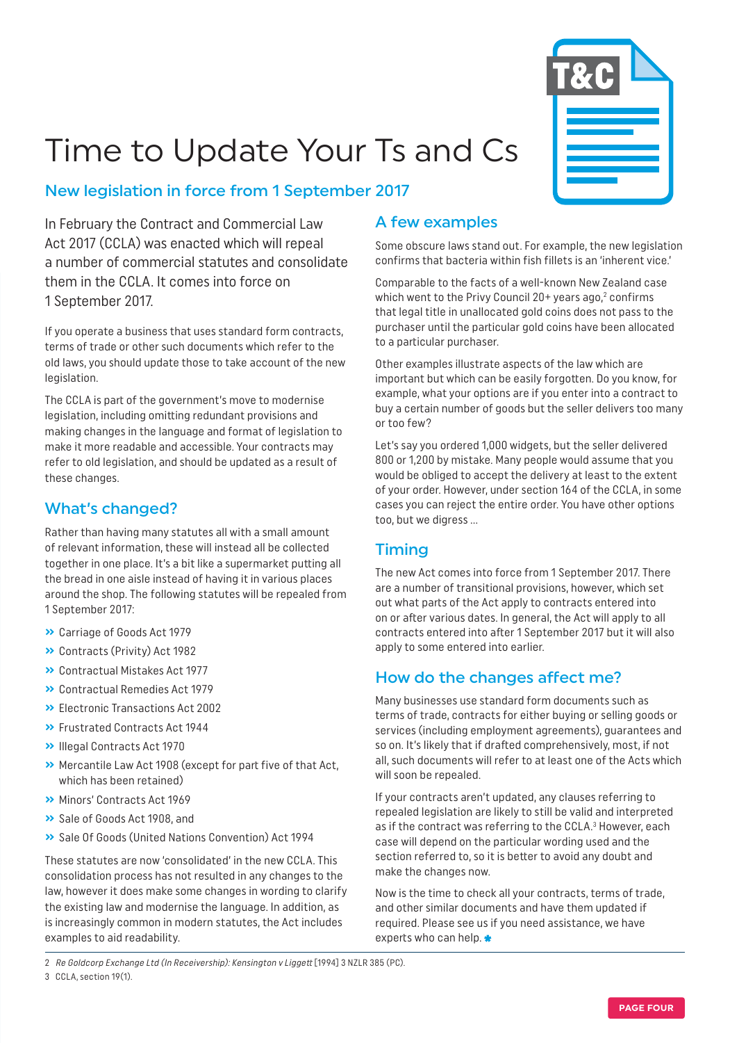# Time to Update Your Ts and Cs

## New legislation in force from 1 September 2017

In February the Contract and Commercial Law Act 2017 (CCLA) was enacted which will repeal a number of commercial statutes and consolidate them in the CCLA. It comes into force on 1 September 2017.

If you operate a business that uses standard form contracts, terms of trade or other such documents which refer to the old laws, you should update those to take account of the new legislation.

The CCLA is part of the government's move to modernise legislation, including omitting redundant provisions and making changes in the language and format of legislation to make it more readable and accessible. Your contracts may refer to old legislation, and should be updated as a result of these changes.

## What's changed?

Rather than having many statutes all with a small amount of relevant information, these will instead all be collected together in one place. It's a bit like a supermarket putting all the bread in one aisle instead of having it in various places around the shop. The following statutes will be repealed from 1 September 2017:

- Carriage of Goods Act 1979
- Contracts (Privity) Act 1982
- Contractual Mistakes Act 1977
- Contractual Remedies Act 1979
- Electronic Transactions Act 2002
- Frustrated Contracts Act 1944
- Illegal Contracts Act 1970
- Mercantile Law Act 1908 (except for part five of that Act, which has been retained)
- Minors' Contracts Act 1969
- Sale of Goods Act 1908, and
- Sale Of Goods (United Nations Convention) Act 1994

These statutes are now 'consolidated' in the new CCLA. This consolidation process has not resulted in any changes to the law, however it does make some changes in wording to clarify the existing law and modernise the language. In addition, as is increasingly common in modern statutes, the Act includes examples to aid readability.

## A few examples

Some obscure laws stand out. For example, the new legislation confirms that bacteria within fish fillets is an 'inherent vice.'

Comparable to the facts of a well-known New Zealand case which went to the Privy Council 20+ years ago,[2] confirms that legal title in unallocated gold coins does not pass to the purchaser until the particular gold coins have been allocated to a particular purchaser.

Other examples illustrate aspects of the law which are important but which can be easily forgotten. Do you know, for example, what your options are if you enter into a contract to buy a certain number of goods but the seller delivers too many or too few?

Let's say you ordered 1,000 widgets, but the seller delivered 800 or 1,200 by mistake. Many people would assume that you would be obliged to accept the delivery at least to the extent of your order. However, under section 164 of the CCLA, in some cases you can reject the entire order. You have other options too, but we digress ...

## Timing

The new Act comes into force from 1 September 2017. There are a number of transitional provisions, however, which set out what parts of the Act apply to contracts entered into on or after various dates. In general, the Act will apply to all contracts entered into after 1 September 2017 but it will also apply to some entered into earlier.

## How do the changes affect me?

Many businesses use standard form documents such as terms of trade, contracts for either buying or selling goods or services (including employment agreements), guarantees and so on. It's likely that if drafted comprehensively, most, if not all, such documents will refer to at least one of the Acts which will soon be repealed.

If your contracts aren't updated, any clauses referring to repealed legislation are likely to still be valid and interpreted as if the contract was referring to the CCLA.[3] However, each case will depend on the particular wording used and the section referred to, so it is better to avoid any doubt and make the changes now.

Now is the time to check all your contracts, terms of trade, and other similar documents and have them updated if required. Please see us if you need assistance, we have experts who can help.

---

2 *Re Goldcorp Exchange Ltd (In Receivership): Kensington v Liggett* [1994] 3 NZLR 385 (PC).

3 CCLA, section 19(1).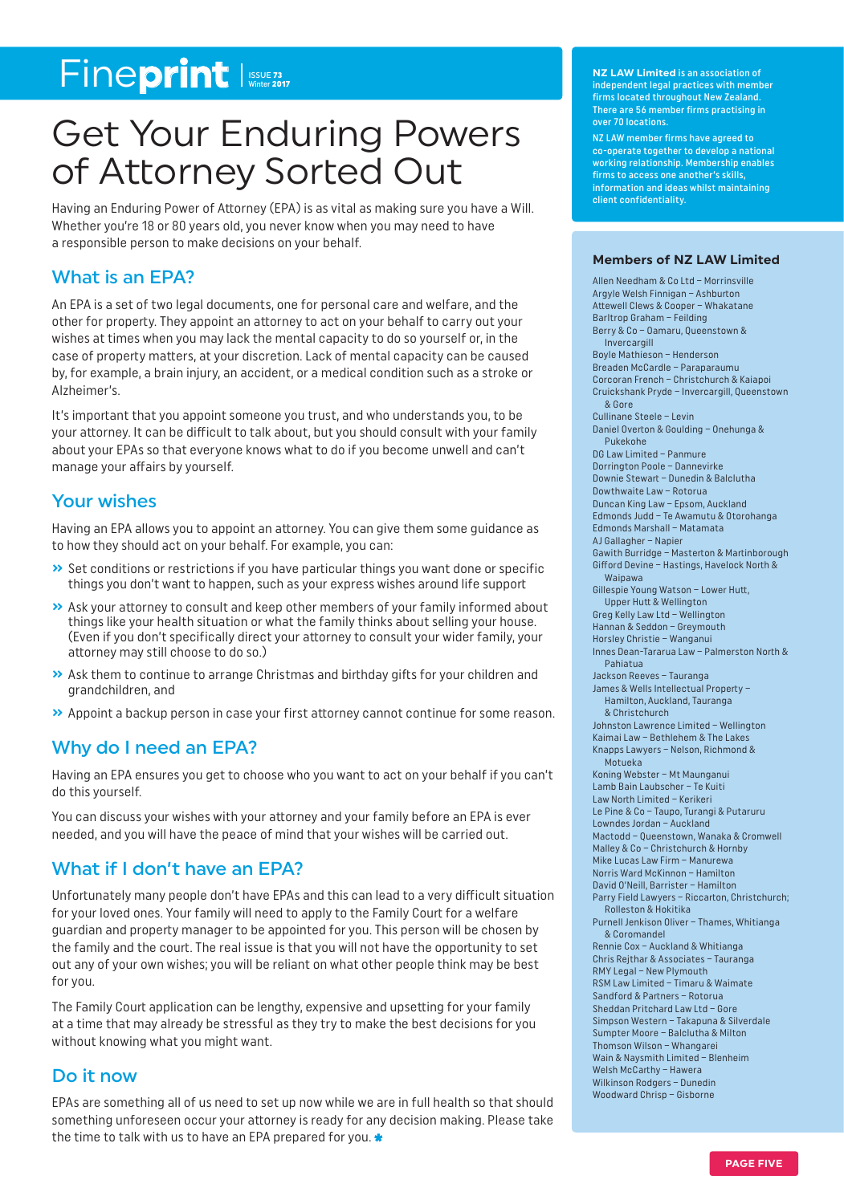# Get Your Enduring Powers of Attorney Sorted Out

Having an Enduring Power of Attorney (EPA) is as vital as making sure you have a Will. Whether you're 18 or 80 years old, you never know when you may need to have a responsible person to make decisions on your behalf.

## What is an EPA?

An EPA is a set of two legal documents, one for personal care and welfare, and the other for property. They appoint an attorney to act on your behalf to carry out your wishes at times when you may lack the mental capacity to do so yourself or, in the case of property matters, at your discretion. Lack of mental capacity can be caused by, for example, a brain injury, an accident, or a medical condition such as a stroke or Alzheimer's.

It's important that you appoint someone you trust, and who understands you, to be your attorney. It can be difficult to talk about, but you should consult with your family about your EPAs so that everyone knows what to do if you become unwell and can't manage your affairs by yourself.

## Your wishes

Having an EPA allows you to appoint an attorney. You can give them some guidance as to how they should act on your behalf. For example, you can:

- Set conditions or restrictions if you have particular things you want done or specific things you don't want to happen, such as your express wishes around life support
- Ask your attorney to consult and keep other members of your family informed about things like your health situation or what the family thinks about selling your house. (Even if you don't specifically direct your attorney to consult your wider family, your attorney may still choose to do so.)
- Ask them to continue to arrange Christmas and birthday gifts for your children and grandchildren, and
- Appoint a backup person in case your first attorney cannot continue for some reason.

## Why do I need an EPA?

Having an EPA ensures you get to choose who you want to act on your behalf if you can't do this yourself.

You can discuss your wishes with your attorney and your family before an EPA is ever needed, and you will have the peace of mind that your wishes will be carried out.

## What if I don't have an EPA?

Unfortunately many people don't have EPAs and this can lead to a very difficult situation for your loved ones. Your family will need to apply to the Family Court for a welfare guardian and property manager to be appointed for you. This person will be chosen by the family and the court. The real issue is that you will not have the opportunity to set out any of your own wishes; you will be reliant on what other people think may be best for you.

The Family Court application can be lengthy, expensive and upsetting for your family at a time that may already be stressful as they try to make the best decisions for you without knowing what you might want.

## Do it now

EPAs are something all of us need to set up now while we are in full health so that should something unforeseen occur your attorney is ready for any decision making. Please take the time to talk with us to have an EPA prepared for you.

---

**NZ LAW Limited** is an association of independent legal practices with member firms located throughout New Zealand. There are 56 member firms practising in over 70 locations.

NZ LAW member firms have agreed to co-operate together to develop a national working relationship. Membership enables firms to access one another's skills, information and ideas whilst maintaining client confidentiality.

### Members of NZ LAW Limited

Allen Needham & Co Ltd – Morrinsville
Argyle Welsh Finnigan – Ashburton
Attewell Clews & Cooper – Whakatane
Barltrop Graham – Feilding
Berry & Co – Oamaru, Queenstown & Invercargill
Boyle Mathieson – Henderson
Breaden McCardle – Paraparaumu
Corcoran French – Christchurch & Kaiapoi
Cruickshank Pryde – Invercargill, Queenstown & Gore
Cullinane Steele – Levin
Daniel Overton & Goulding – Onehunga & Pukekohe
DG Law Limited – Panmure
Dorrington Poole – Dannevirke
Downie Stewart – Dunedin & Balclutha
Dowthwaite Law – Rotorua
Duncan King Law – Epsom, Auckland
Edmonds Judd – Te Awamutu & Otorohanga
Edmonds Marshall – Matamata
AJ Gallagher – Napier
Gawith Burridge – Masterton & Martinborough
Gifford Devine – Hastings, Havelock North & Waipawa
Gillespie Young Watson – Lower Hutt, Upper Hutt & Wellington
Greg Kelly Law Ltd – Wellington
Hannan & Seddon – Greymouth
Horsley Christie – Wanganui
Innes Dean-Tararua Law – Palmerston North & Pahiatua
Jackson Reeves – Tauranga
James & Wells Intellectual Property – Hamilton, Auckland, Tauranga & Christchurch
Johnston Lawrence Limited – Wellington
Kaimai Law – Bethlehem & The Lakes
Knapps Lawyers – Nelson, Richmond & Motueka
Koning Webster – Mt Maunganui
Lamb Bain Laubscher – Te Kuiti
Law North Limited – Kerikeri
Le Pine & Co – Taupo, Turangi & Putaruru
Lowndes Jordan – Auckland
Mactodd – Queenstown, Wanaka & Cromwell
Malley & Co – Christchurch & Hornby
Mike Lucas Law Firm – Manurewa
Norris Ward McKinnon – Hamilton
David O'Neill, Barrister – Hamilton
Parry Field Lawyers – Riccarton, Christchurch; Rolleston & Hokitika
Purnell Jenkison Oliver – Thames, Whitianga & Coromandel
Rennie Cox – Auckland & Whitianga
Chris Rejthar & Associates – Tauranga
RMY Legal – New Plymouth
RSM Law Limited – Timaru & Waimate
Sandford & Partners – Rotorua
Sheddan Pritchard Law Ltd – Gore
Simpson Western – Takapuna & Silverdale
Sumpter Moore – Balclutha & Milton
Thomson Wilson – Whangarei
Wain & Naysmith Limited – Blenheim
Welsh McCarthy – Hawera
Wilkinson Rodgers – Dunedin
Woodward Chrisp – Gisborne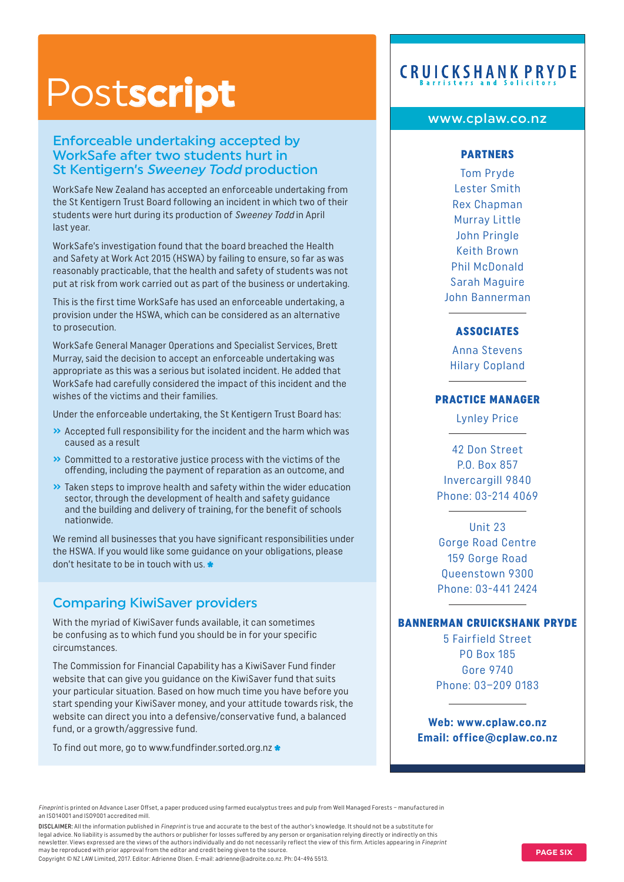# Post**script**

## Enforceable undertaking accepted by WorkSafe after two students hurt in St Kentigern's *Sweeney Todd* production

WorkSafe New Zealand has accepted an enforceable undertaking from the St Kentigern Trust Board following an incident in which two of their students were hurt during its production of *Sweeney Todd* in April last year.

WorkSafe's investigation found that the board breached the Health and Safety at Work Act 2015 (HSWA) by failing to ensure, so far as was reasonably practicable, that the health and safety of students was not put at risk from work carried out as part of the business or undertaking.

This is the first time WorkSafe has used an enforceable undertaking, a provision under the HSWA, which can be considered as an alternative to prosecution.

WorkSafe General Manager Operations and Specialist Services, Brett Murray, said the decision to accept an enforceable undertaking was appropriate as this was a serious but isolated incident. He added that WorkSafe had carefully considered the impact of this incident and the wishes of the victims and their families.

Under the enforceable undertaking, the St Kentigern Trust Board has:

- Accepted full responsibility for the incident and the harm which was caused as a result
- Committed to a restorative justice process with the victims of the offending, including the payment of reparation as an outcome, and
- Taken steps to improve health and safety within the wider education sector, through the development of health and safety guidance and the building and delivery of training, for the benefit of schools nationwide.

We remind all businesses that you have significant responsibilities under the HSWA. If you would like some guidance on your obligations, please don't hesitate to be in touch with us. ✱

## Comparing KiwiSaver providers

With the myriad of KiwiSaver funds available, it can sometimes be confusing as to which fund you should be in for your specific circumstances.

The Commission for Financial Capability has a KiwiSaver Fund finder website that can give you guidance on the KiwiSaver fund that suits your particular situation. Based on how much time you have before you start spending your KiwiSaver money, and your attitude towards risk, the website can direct you into a defensive/conservative fund, a balanced fund, or a growth/aggressive fund.

To find out more, go to www.fundfinder.sorted.org.nz ✱

---

**CRUICKSHANK PRYDE**
Barristers and Solicitors

www.cplaw.co.nz

**PARTNERS**

Tom Pryde
Lester Smith
Rex Chapman
Murray Little
John Pringle
Keith Brown
Phil McDonald
Sarah Maguire
John Bannerman

**ASSOCIATES**

Anna Stevens
Hilary Copland

**PRACTICE MANAGER**

Lynley Price

42 Don Street
P.O. Box 857
Invercargill 9840
Phone: 03-214 4069

Unit 23
Gorge Road Centre
159 Gorge Road
Queenstown 9300
Phone: 03-441 2424

**BANNERMAN CRUICKSHANK PRYDE**

5 Fairfield Street
PO Box 185
Gore 9740
Phone: 03–209 0183

**Web: www.cplaw.co.nz**
**Email: office@cplaw.co.nz**

---

*Fineprint* is printed on Advance Laser Offset, a paper produced using farmed eucalyptus trees and pulp from Well Managed Forests – manufactured in an ISO14001 and ISO9001 accredited mill.

DISCLAIMER: All the information published in *Fineprint* is true and accurate to the best of the author's knowledge. It should not be a substitute for legal advice. No liability is assumed by the authors or publisher for losses suffered by any person or organisation relying directly or indirectly on this newsletter. Views expressed are the views of the authors individually and do not necessarily reflect the view of this firm. Articles appearing in *Fineprint* may be reproduced with prior approval from the editor and credit being given to the source.
Copyright © NZ LAW Limited, 2017. Editor: Adrienne Olsen. E-mail: adrienne@adroite.co.nz. Ph: 04-496 5513.